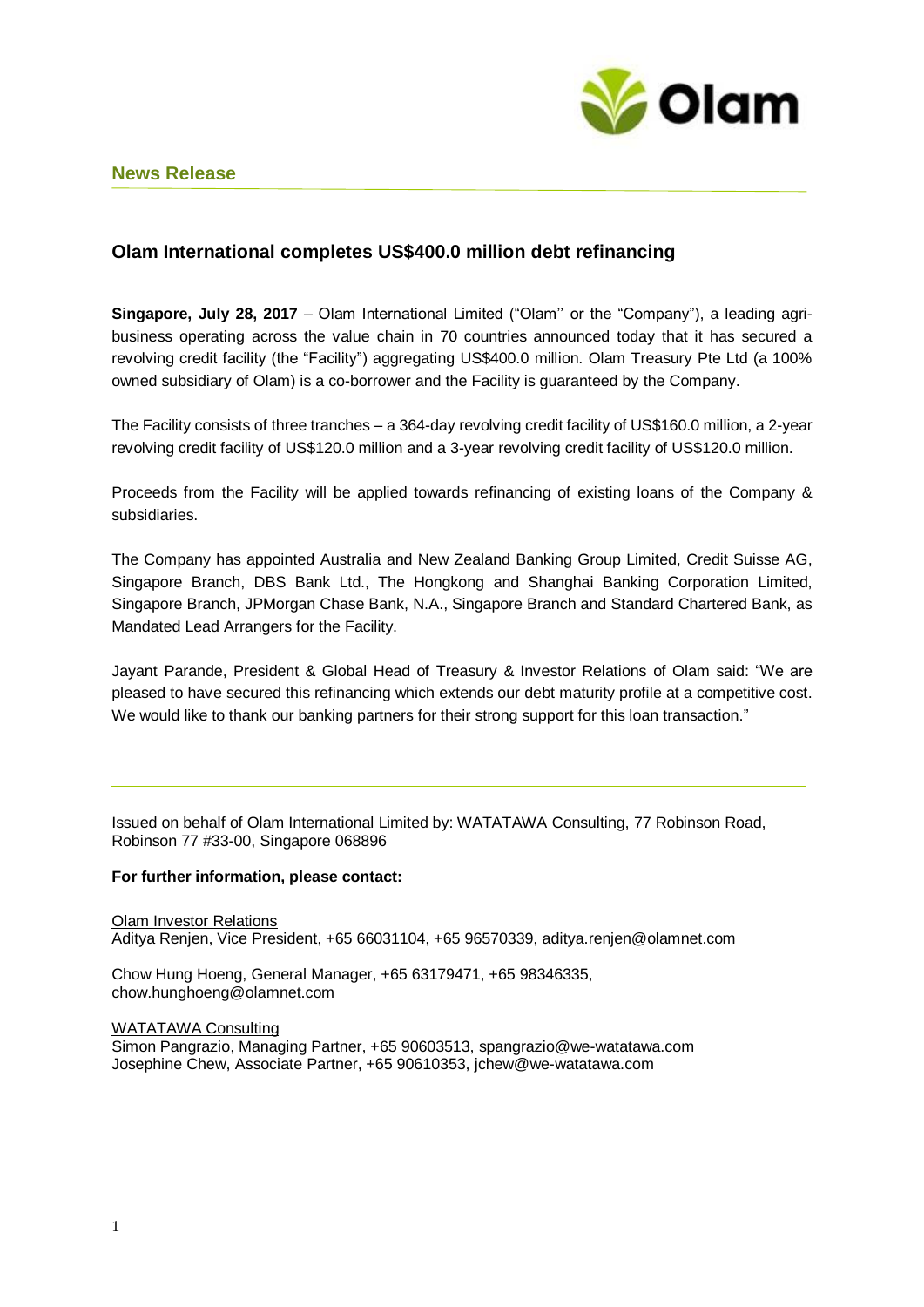**News Release**

# Olam International completes US$400.0 million debt refinancing

**Singapore, July 28, 2017** – Olam International Limited ("Olam'' or the "Company"), a leading agri-business operating across the value chain in 70 countries announced today that it has secured a revolving credit facility (the "Facility") aggregating US$400.0 million. Olam Treasury Pte Ltd (a 100% owned subsidiary of Olam) is a co-borrower and the Facility is guaranteed by the Company.

The Facility consists of three tranches – a 364-day revolving credit facility of US$160.0 million, a 2-year revolving credit facility of US$120.0 million and a 3-year revolving credit facility of US$120.0 million.

Proceeds from the Facility will be applied towards refinancing of existing loans of the Company & subsidiaries.

The Company has appointed Australia and New Zealand Banking Group Limited, Credit Suisse AG, Singapore Branch, DBS Bank Ltd., The Hongkong and Shanghai Banking Corporation Limited, Singapore Branch, JPMorgan Chase Bank, N.A., Singapore Branch and Standard Chartered Bank, as Mandated Lead Arrangers for the Facility.

Jayant Parande, President & Global Head of Treasury & Investor Relations of Olam said: "We are pleased to have secured this refinancing which extends our debt maturity profile at a competitive cost. We would like to thank our banking partners for their strong support for this loan transaction."

---

Issued on behalf of Olam International Limited by: WATATAWA Consulting, 77 Robinson Road, Robinson 77 #33-00, Singapore 068896

**For further information, please contact:**

Olam Investor Relations
Aditya Renjen, Vice President, +65 66031104, +65 96570339, aditya.renjen@olamnet.com

Chow Hung Hoeng, General Manager, +65 63179471, +65 98346335, chow.hunghoeng@olamnet.com

WATATAWA Consulting
Simon Pangrazio, Managing Partner, +65 90603513, spangrazio@we-watatawa.com
Josephine Chew, Associate Partner, +65 90610353, jchew@we-watatawa.com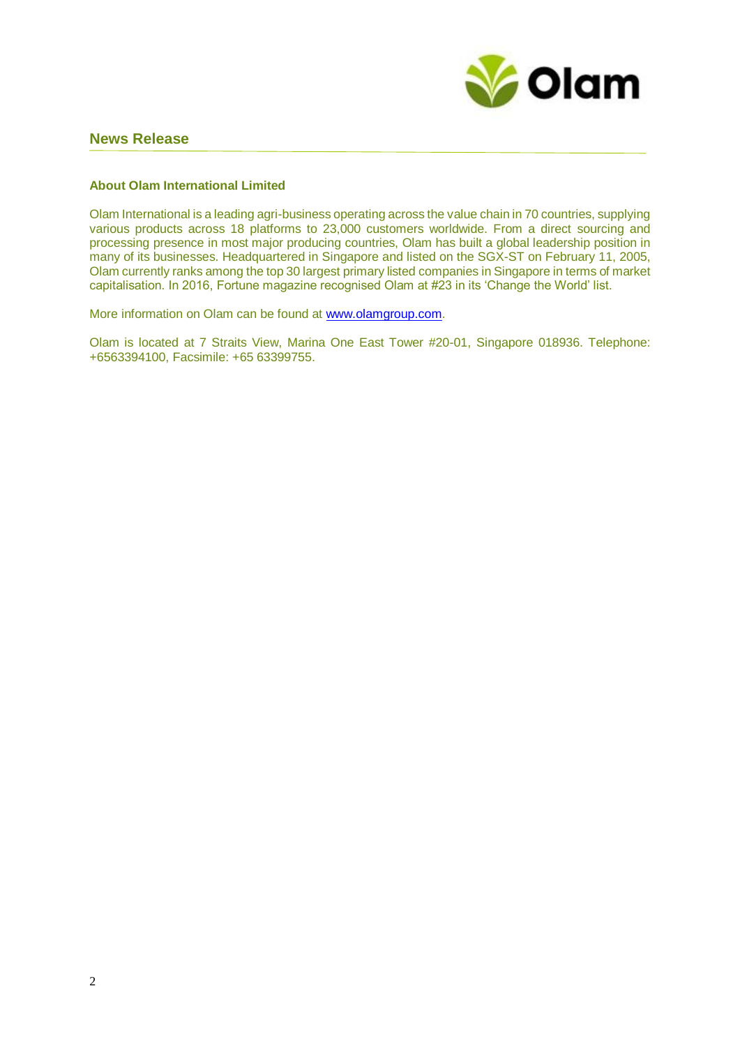## News Release

### About Olam International Limited

Olam International is a leading agri-business operating across the value chain in 70 countries, supplying various products across 18 platforms to 23,000 customers worldwide. From a direct sourcing and processing presence in most major producing countries, Olam has built a global leadership position in many of its businesses. Headquartered in Singapore and listed on the SGX-ST on February 11, 2005, Olam currently ranks among the top 30 largest primary listed companies in Singapore in terms of market capitalisation. In 2016, Fortune magazine recognised Olam at #23 in its 'Change the World' list.

More information on Olam can be found at [www.olamgroup.com](http://www.olamgroup.com).

Olam is located at 7 Straits View, Marina One East Tower #20-01, Singapore 018936. Telephone: +6563394100, Facsimile: +65 63399755.